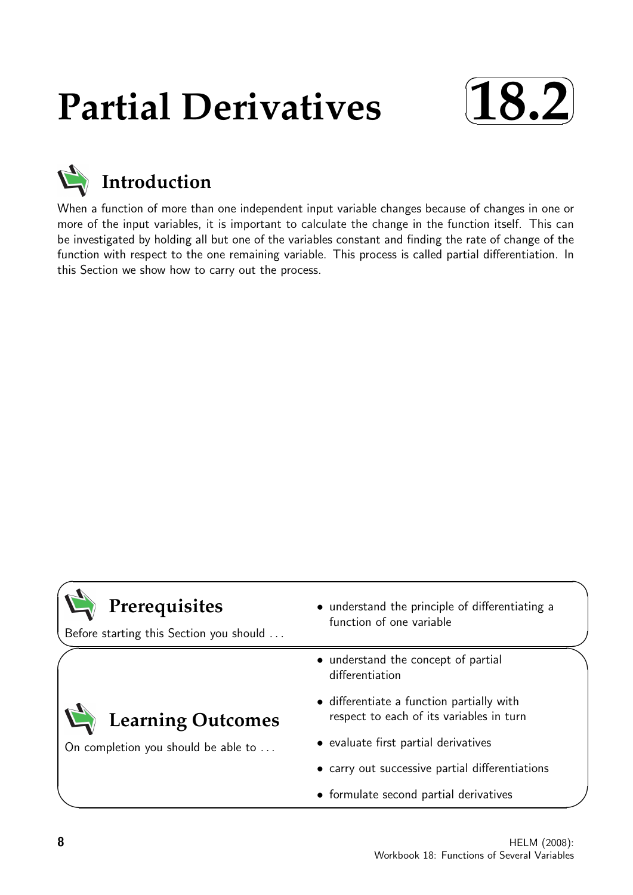# Partial Derivatives

**18.2**

## Introduction

When a function of more than one independent input variable changes because of changes in one or more of the input variables, it is important to calculate the change in the function itself. This can be investigated by holding all but one of the variables constant and finding the rate of change of the function with respect to the one remaining variable. This process is called partial differentiation. In this Section we show how to carry out the process.

## Prerequisites

Before starting this Section you should ...

- understand the principle of differentiating a function of one variable

## Learning Outcomes

On completion you should be able to ...

- understand the concept of partial differentiation
- differentiate a function partially with respect to each of its variables in turn
- evaluate first partial derivatives
- carry out successive partial differentiations
- formulate second partial derivatives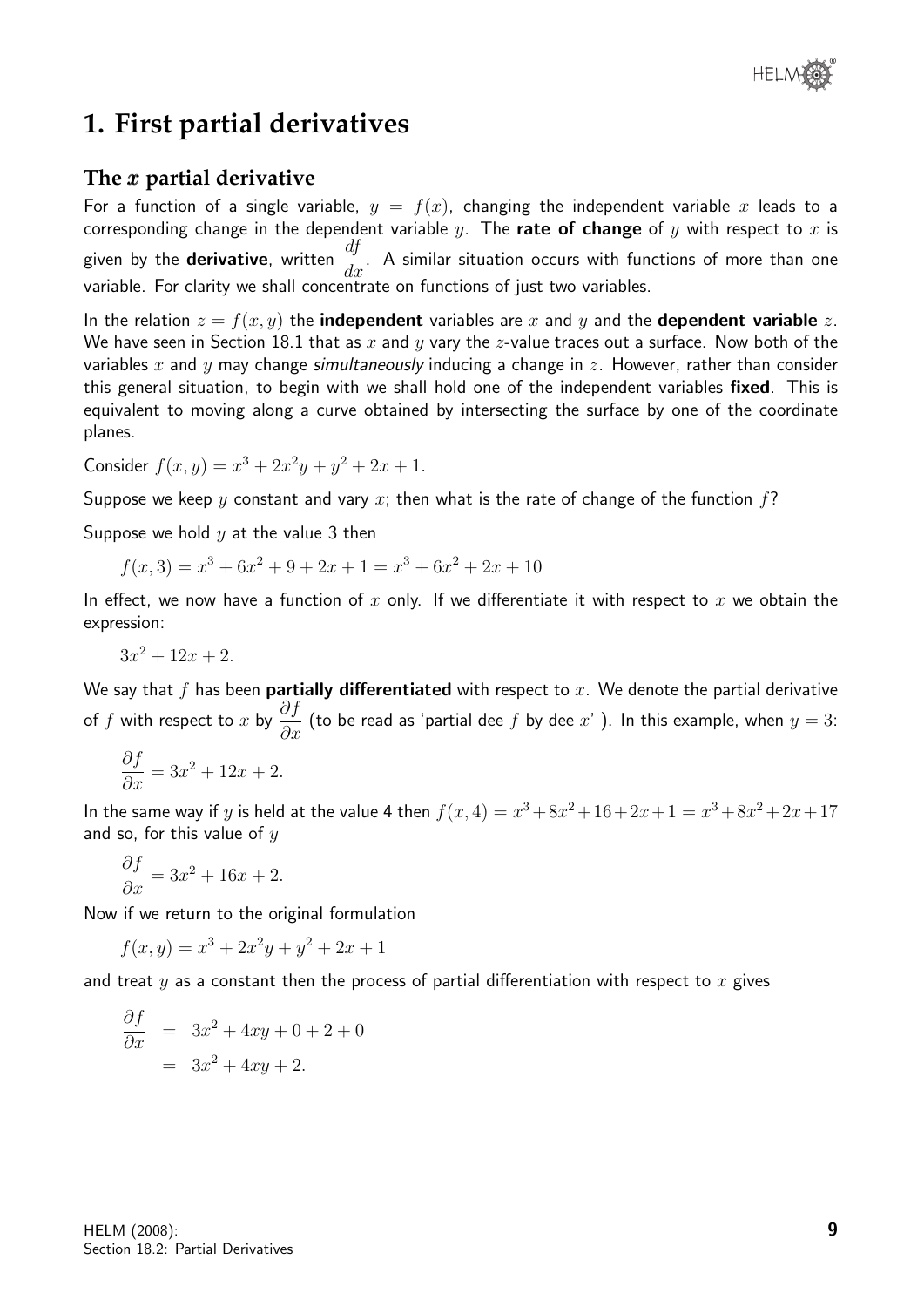# 1. First partial derivatives

## The $x$ partial derivative

For a function of a single variable, $y = f(x)$, changing the independent variable $x$ leads to a corresponding change in the dependent variable $y$. The **rate of change** of $y$ with respect to $x$ is given by the **derivative**, written $\dfrac{df}{dx}$. A similar situation occurs with functions of more than one variable. For clarity we shall concentrate on functions of just two variables.

In the relation $z = f(x, y)$ the **independent** variables are $x$ and $y$ and the **dependent variable** $z$. We have seen in Section 18.1 that as $x$ and $y$ vary the $z$-value traces out a surface. Now both of the variables $x$ and $y$ may change *simultaneously* inducing a change in $z$. However, rather than consider this general situation, to begin with we shall hold one of the independent variables **fixed**. This is equivalent to moving along a curve obtained by intersecting the surface by one of the coordinate planes.

Consider $f(x, y) = x^3 + 2x^2y + y^2 + 2x + 1$.

Suppose we keep $y$ constant and vary $x$; then what is the rate of change of the function $f$?

Suppose we hold $y$ at the value 3 then

$$f(x, 3) = x^3 + 6x^2 + 9 + 2x + 1 = x^3 + 6x^2 + 2x + 10$$

In effect, we now have a function of $x$ only. If we differentiate it with respect to $x$ we obtain the expression:

$$3x^2 + 12x + 2.$$

We say that $f$ has been **partially differentiated** with respect to $x$. We denote the partial derivative of $f$ with respect to $x$ by $\dfrac{\partial f}{\partial x}$ (to be read as 'partial dee $f$ by dee $x$' ). In this example, when $y = 3$:

$$\frac{\partial f}{\partial x} = 3x^2 + 12x + 2.$$

In the same way if $y$ is held at the value 4 then $f(x, 4) = x^3 + 8x^2 + 16 + 2x + 1 = x^3 + 8x^2 + 2x + 17$ and so, for this value of $y$

$$\frac{\partial f}{\partial x} = 3x^2 + 16x + 2.$$

Now if we return to the original formulation

$$f(x, y) = x^3 + 2x^2y + y^2 + 2x + 1$$

and treat $y$ as a constant then the process of partial differentiation with respect to $x$ gives

$$\begin{aligned} \frac{\partial f}{\partial x} &= 3x^2 + 4xy + 0 + 2 + 0 \\ &= 3x^2 + 4xy + 2. \end{aligned}$$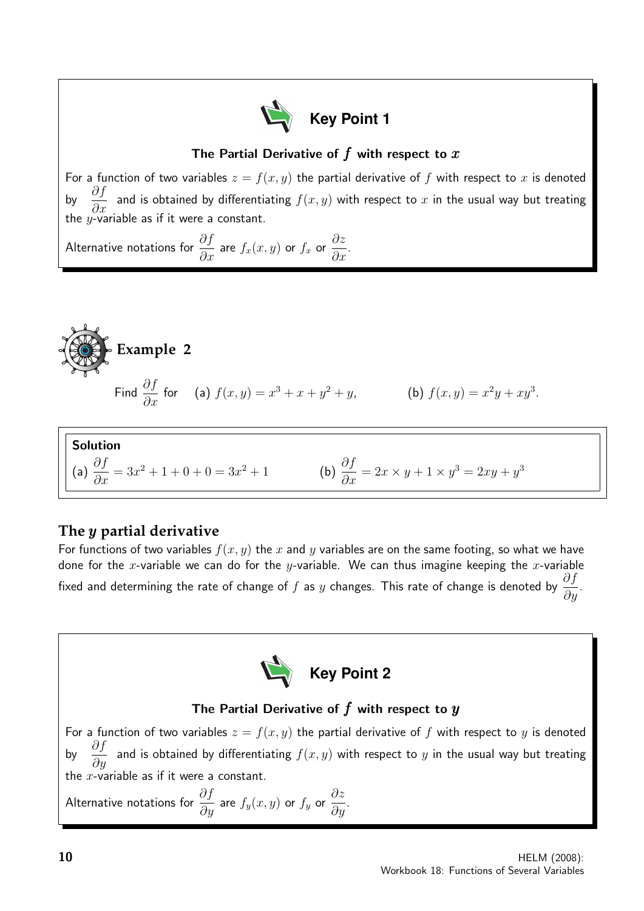## Key Point 1

**The Partial Derivative of $f$ with respect to $x$**

For a function of two variables $z = f(x, y)$ the partial derivative of $f$ with respect to $x$ is denoted by $\dfrac{\partial f}{\partial x}$ and is obtained by differentiating $f(x, y)$ with respect to $x$ in the usual way but treating the $y$-variable as if it were a constant.

Alternative notations for $\dfrac{\partial f}{\partial x}$ are $f_x(x, y)$ or $f_x$ or $\dfrac{\partial z}{\partial x}$.

## Example 2

Find $\dfrac{\partial f}{\partial x}$ for (a) $f(x, y) = x^3 + x + y^2 + y$, (b) $f(x, y) = x^2y + xy^3$.

**Solution**

(a) $\dfrac{\partial f}{\partial x} = 3x^2 + 1 + 0 + 0 = 3x^2 + 1$ (b) $\dfrac{\partial f}{\partial x} = 2x \times y + 1 \times y^3 = 2xy + y^3$

## The $y$ partial derivative

For functions of two variables $f(x, y)$ the $x$ and $y$ variables are on the same footing, so what we have done for the $x$-variable we can do for the $y$-variable. We can thus imagine keeping the $x$-variable fixed and determining the rate of change of $f$ as $y$ changes. This rate of change is denoted by $\dfrac{\partial f}{\partial y}$.

## Key Point 2

**The Partial Derivative of $f$ with respect to $y$**

For a function of two variables $z = f(x, y)$ the partial derivative of $f$ with respect to $y$ is denoted by $\dfrac{\partial f}{\partial y}$ and is obtained by differentiating $f(x, y)$ with respect to $y$ in the usual way but treating the $x$-variable as if it were a constant.

Alternative notations for $\dfrac{\partial f}{\partial y}$ are $f_y(x, y)$ or $f_y$ or $\dfrac{\partial z}{\partial y}$.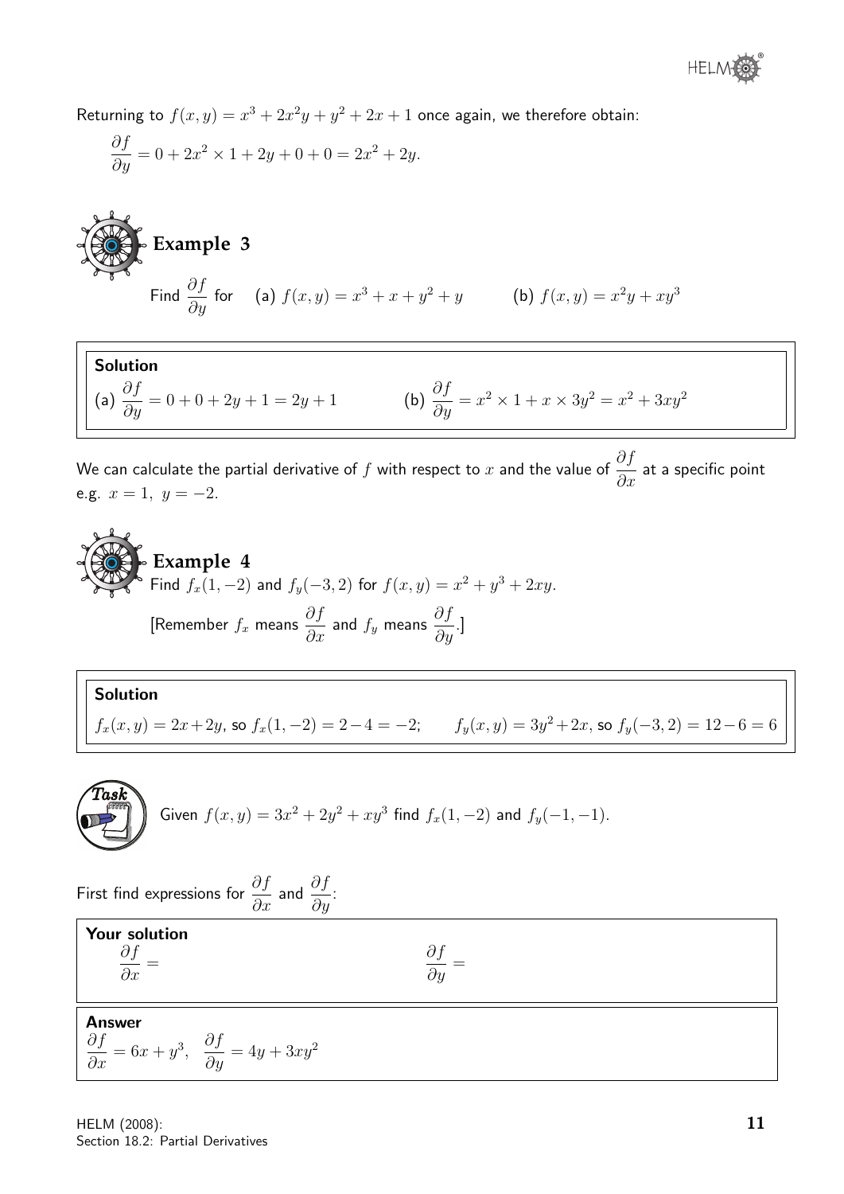Returning to $f(x,y) = x^3 + 2x^2y + y^2 + 2x + 1$ once again, we therefore obtain:

$$\frac{\partial f}{\partial y} = 0 + 2x^2 \times 1 + 2y + 0 + 0 = 2x^2 + 2y.$$

## Example 3

Find $\dfrac{\partial f}{\partial y}$ for (a) $f(x,y) = x^3 + x + y^2 + y$ (b) $f(x,y) = x^2y + xy^3$

**Solution**

(a) $\dfrac{\partial f}{\partial y} = 0 + 0 + 2y + 1 = 2y + 1$ (b) $\dfrac{\partial f}{\partial y} = x^2 \times 1 + x \times 3y^2 = x^2 + 3xy^2$

We can calculate the partial derivative of $f$ with respect to $x$ and the value of $\dfrac{\partial f}{\partial x}$ at a specific point e.g. $x = 1,\ y = -2$.

## Example 4

Find $f_x(1,-2)$ and $f_y(-3,2)$ for $f(x,y) = x^2 + y^3 + 2xy$.

[Remember $f_x$ means $\dfrac{\partial f}{\partial x}$ and $f_y$ means $\dfrac{\partial f}{\partial y}$.]

**Solution**

$f_x(x,y) = 2x + 2y$, so $f_x(1,-2) = 2 - 4 = -2$; $f_y(x,y) = 3y^2 + 2x$, so $f_y(-3,2) = 12 - 6 = 6$

**Task**

Given $f(x,y) = 3x^2 + 2y^2 + xy^3$ find $f_x(1,-2)$ and $f_y(-1,-1)$.

First find expressions for $\dfrac{\partial f}{\partial x}$ and $\dfrac{\partial f}{\partial y}$:

**Your solution**

$\dfrac{\partial f}{\partial x} =$ $\dfrac{\partial f}{\partial y} =$

**Answer**

$\dfrac{\partial f}{\partial x} = 6x + y^3, \quad \dfrac{\partial f}{\partial y} = 4y + 3xy^2$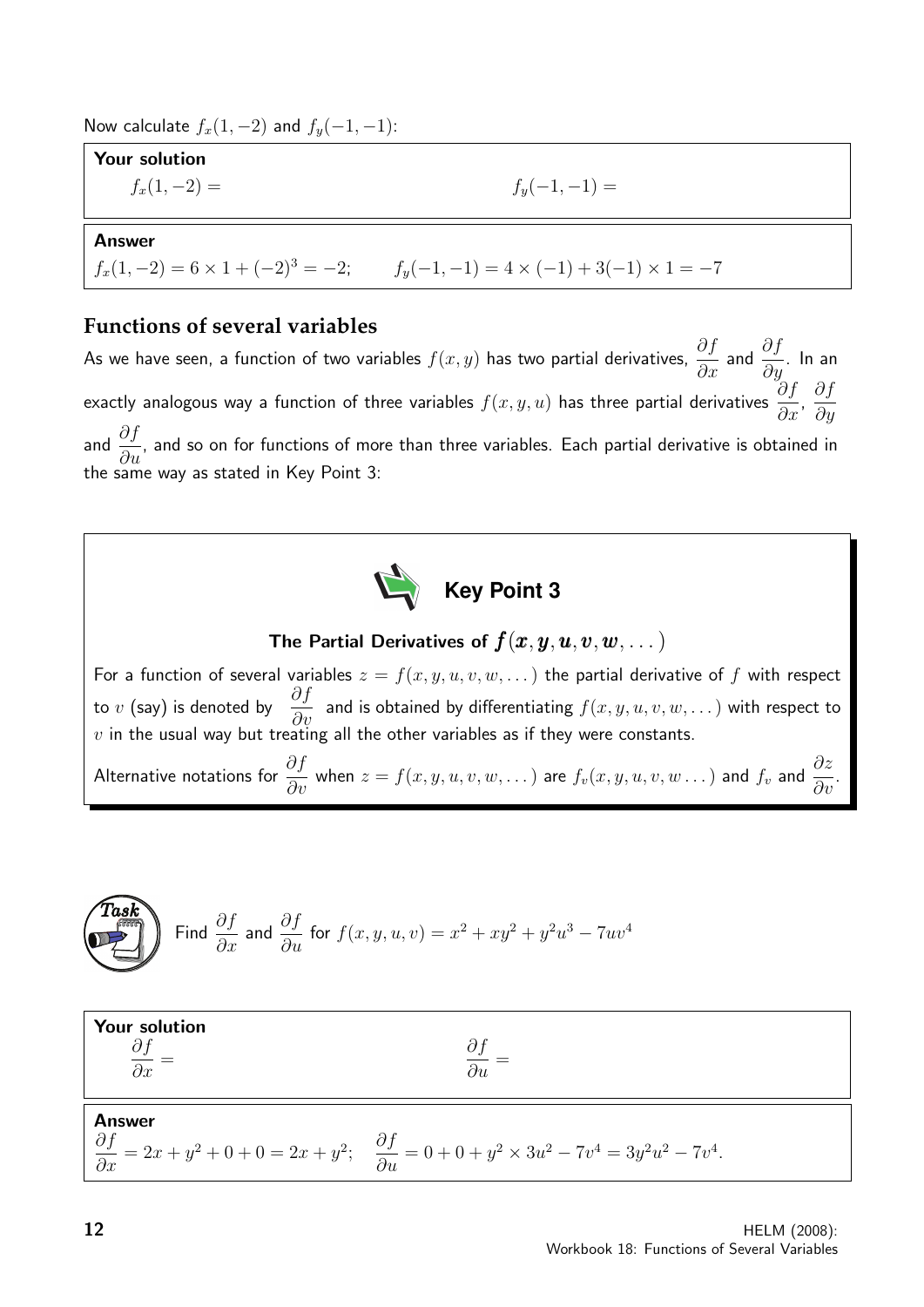Now calculate $f_x(1,-2)$ and $f_y(-1,-1)$:

**Your solution**

$f_x(1,-2) =$ $\qquad\qquad\qquad\qquad$ $f_y(-1,-1) =$

**Answer**

$f_x(1,-2) = 6 \times 1 + (-2)^3 = -2; \qquad f_y(-1,-1) = 4 \times (-1) + 3(-1) \times 1 = -7$

## Functions of several variables

As we have seen, a function of two variables $f(x,y)$ has two partial derivatives, $\dfrac{\partial f}{\partial x}$ and $\dfrac{\partial f}{\partial y}$. In an exactly analogous way a function of three variables $f(x,y,u)$ has three partial derivatives $\dfrac{\partial f}{\partial x}$, $\dfrac{\partial f}{\partial y}$ and $\dfrac{\partial f}{\partial u}$, and so on for functions of more than three variables. Each partial derivative is obtained in the same way as stated in Key Point 3:

### Key Point 3

**The Partial Derivatives of $f(x, y, u, v, w, \dots)$**

For a function of several variables $z = f(x,y,u,v,w,\dots)$ the partial derivative of $f$ with respect to $v$ (say) is denoted by $\dfrac{\partial f}{\partial v}$ and is obtained by differentiating $f(x,y,u,v,w,\dots)$ with respect to $v$ in the usual way but treating all the other variables as if they were constants.

Alternative notations for $\dfrac{\partial f}{\partial v}$ when $z = f(x,y,u,v,w,\dots)$ are $f_v(x,y,u,v,w\dots)$ and $f_v$ and $\dfrac{\partial z}{\partial v}$.

**Task**

Find $\dfrac{\partial f}{\partial x}$ and $\dfrac{\partial f}{\partial u}$ for $f(x,y,u,v) = x^2 + xy^2 + y^2u^3 - 7uv^4$

**Your solution**

$\dfrac{\partial f}{\partial x} =$ $\qquad\qquad\qquad\qquad$ $\dfrac{\partial f}{\partial u} =$

**Answer**

$\dfrac{\partial f}{\partial x} = 2x + y^2 + 0 + 0 = 2x + y^2; \quad \dfrac{\partial f}{\partial u} = 0 + 0 + y^2 \times 3u^2 - 7v^4 = 3y^2u^2 - 7v^4.$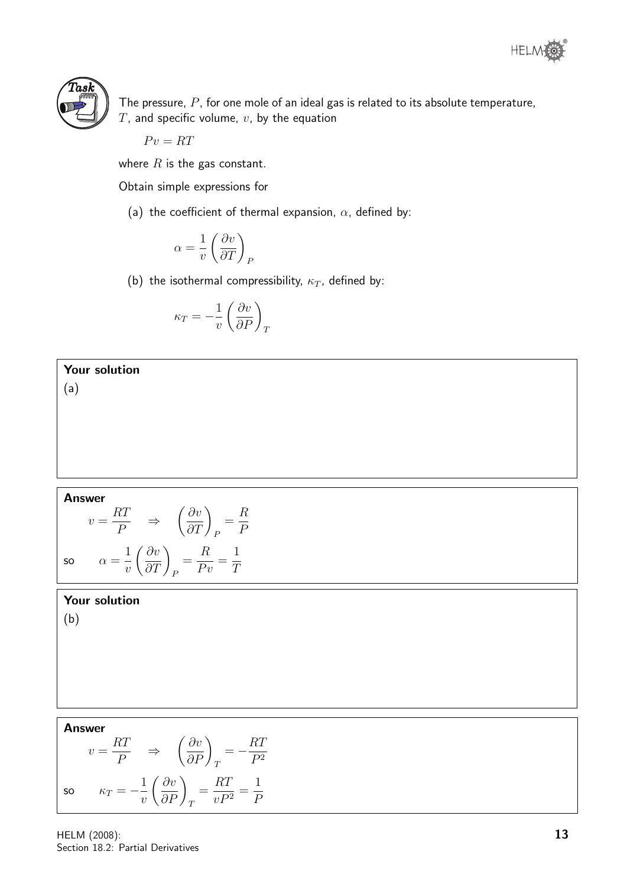**Task**

The pressure, $P$, for one mole of an ideal gas is related to its absolute temperature, $T$, and specific volume, $v$, by the equation

$$Pv = RT$$

where $R$ is the gas constant.

Obtain simple expressions for

(a) the coefficient of thermal expansion, $\alpha$, defined by:

$$\alpha = \frac{1}{v}\left(\frac{\partial v}{\partial T}\right)_P$$

(b) the isothermal compressibility, $\kappa_T$, defined by:

$$\kappa_T = -\frac{1}{v}\left(\frac{\partial v}{\partial P}\right)_T$$

**Your solution**

(a)

**Answer**

$$v = \frac{RT}{P} \quad \Rightarrow \quad \left(\frac{\partial v}{\partial T}\right)_P = \frac{R}{P}$$

so $\quad \alpha = \dfrac{1}{v}\left(\dfrac{\partial v}{\partial T}\right)_P = \dfrac{R}{Pv} = \dfrac{1}{T}$

**Your solution**

(b)

**Answer**

$$v = \frac{RT}{P} \quad \Rightarrow \quad \left(\frac{\partial v}{\partial P}\right)_T = -\frac{RT}{P^2}$$

so $\quad \kappa_T = -\dfrac{1}{v}\left(\dfrac{\partial v}{\partial P}\right)_T = \dfrac{RT}{vP^2} = \dfrac{1}{P}$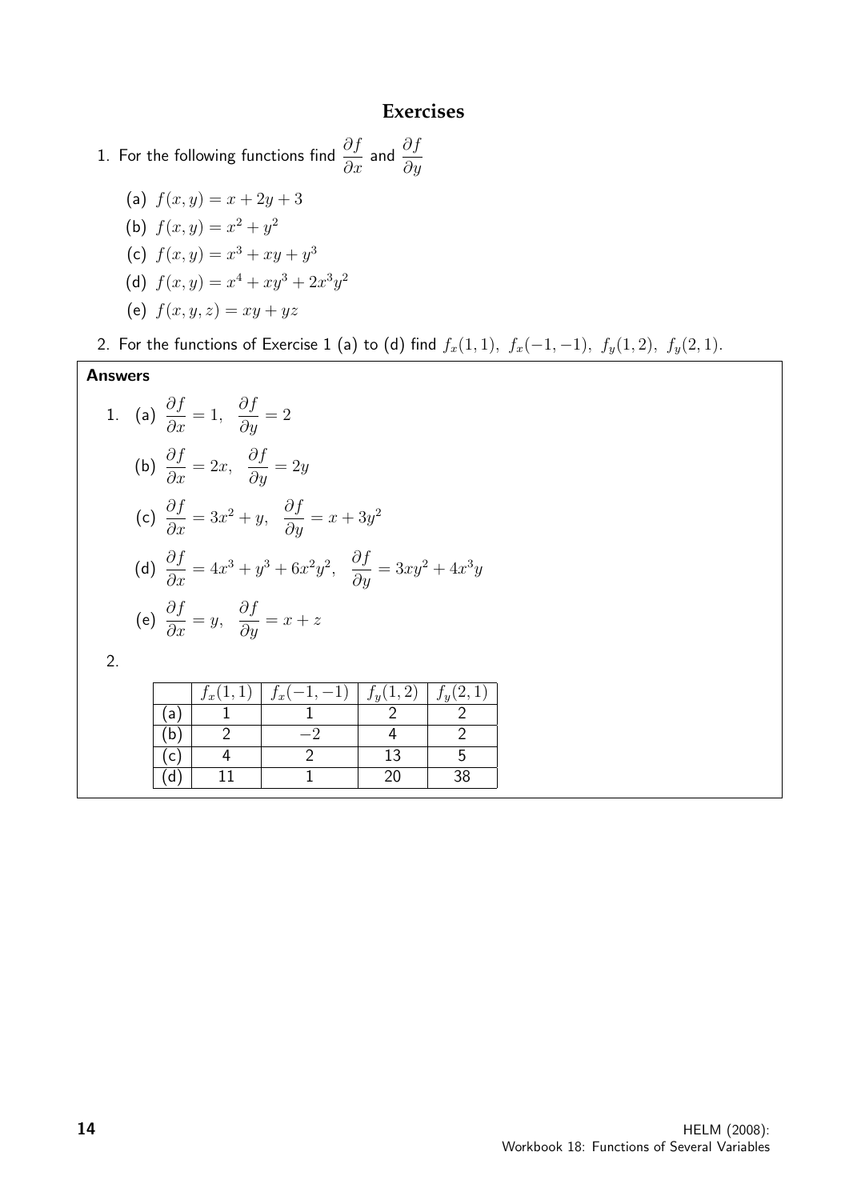## Exercises

1. For the following functions find $\dfrac{\partial f}{\partial x}$ and $\dfrac{\partial f}{\partial y}$

   (a) $f(x,y) = x + 2y + 3$

   (b) $f(x,y) = x^2 + y^2$

   (c) $f(x,y) = x^3 + xy + y^3$

   (d) $f(x,y) = x^4 + xy^3 + 2x^3y^2$

   (e) $f(x,y,z) = xy + yz$

2. For the functions of Exercise 1 (a) to (d) find $f_x(1,1),\ f_x(-1,-1),\ f_y(1,2),\ f_y(2,1)$.

**Answers**

1. (a) $\dfrac{\partial f}{\partial x} = 1, \quad \dfrac{\partial f}{\partial y} = 2$

   (b) $\dfrac{\partial f}{\partial x} = 2x, \quad \dfrac{\partial f}{\partial y} = 2y$

   (c) $\dfrac{\partial f}{\partial x} = 3x^2 + y, \quad \dfrac{\partial f}{\partial y} = x + 3y^2$

   (d) $\dfrac{\partial f}{\partial x} = 4x^3 + y^3 + 6x^2y^2, \quad \dfrac{\partial f}{\partial y} = 3xy^2 + 4x^3y$

   (e) $\dfrac{\partial f}{\partial x} = y, \quad \dfrac{\partial f}{\partial y} = x + z$

2.

| | $f_x(1,1)$ | $f_x(-1,-1)$ | $f_y(1,2)$ | $f_y(2,1)$ |
|---|---|---|---|---|
| (a) | 1 | 1 | 2 | 2 |
| (b) | 2 | $-2$ | 4 | 2 |
| (c) | 4 | 2 | 13 | 5 |
| (d) | 11 | 1 | 20 | 38 |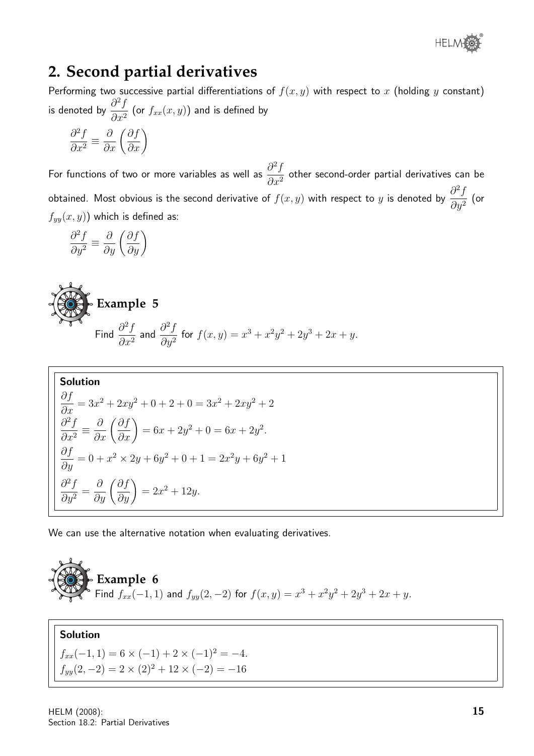## 2. Second partial derivatives

Performing two successive partial differentiations of $f(x, y)$ with respect to $x$ (holding $y$ constant) is denoted by $\dfrac{\partial^2 f}{\partial x^2}$ (or $f_{xx}(x, y)$) and is defined by

$$\frac{\partial^2 f}{\partial x^2} \equiv \frac{\partial}{\partial x}\left(\frac{\partial f}{\partial x}\right)$$

For functions of two or more variables as well as $\dfrac{\partial^2 f}{\partial x^2}$ other second-order partial derivatives can be obtained. Most obvious is the second derivative of $f(x, y)$ with respect to $y$ is denoted by $\dfrac{\partial^2 f}{\partial y^2}$ (or $f_{yy}(x, y)$) which is defined as:

$$\frac{\partial^2 f}{\partial y^2} \equiv \frac{\partial}{\partial y}\left(\frac{\partial f}{\partial y}\right)$$

### Example 5

Find $\dfrac{\partial^2 f}{\partial x^2}$ and $\dfrac{\partial^2 f}{\partial y^2}$ for $f(x, y) = x^3 + x^2y^2 + 2y^3 + 2x + y$.

**Solution**

$$\frac{\partial f}{\partial x} = 3x^2 + 2xy^2 + 0 + 2 + 0 = 3x^2 + 2xy^2 + 2$$

$$\frac{\partial^2 f}{\partial x^2} \equiv \frac{\partial}{\partial x}\left(\frac{\partial f}{\partial x}\right) = 6x + 2y^2 + 0 = 6x + 2y^2.$$

$$\frac{\partial f}{\partial y} = 0 + x^2 \times 2y + 6y^2 + 0 + 1 = 2x^2y + 6y^2 + 1$$

$$\frac{\partial^2 f}{\partial y^2} = \frac{\partial}{\partial y}\left(\frac{\partial f}{\partial y}\right) = 2x^2 + 12y.$$

We can use the alternative notation when evaluating derivatives.

### Example 6

Find $f_{xx}(-1, 1)$ and $f_{yy}(2, -2)$ for $f(x, y) = x^3 + x^2y^2 + 2y^3 + 2x + y$.

**Solution**

$f_{xx}(-1, 1) = 6 \times (-1) + 2 \times (-1)^2 = -4.$

$f_{yy}(2, -2) = 2 \times (2)^2 + 12 \times (-2) = -16$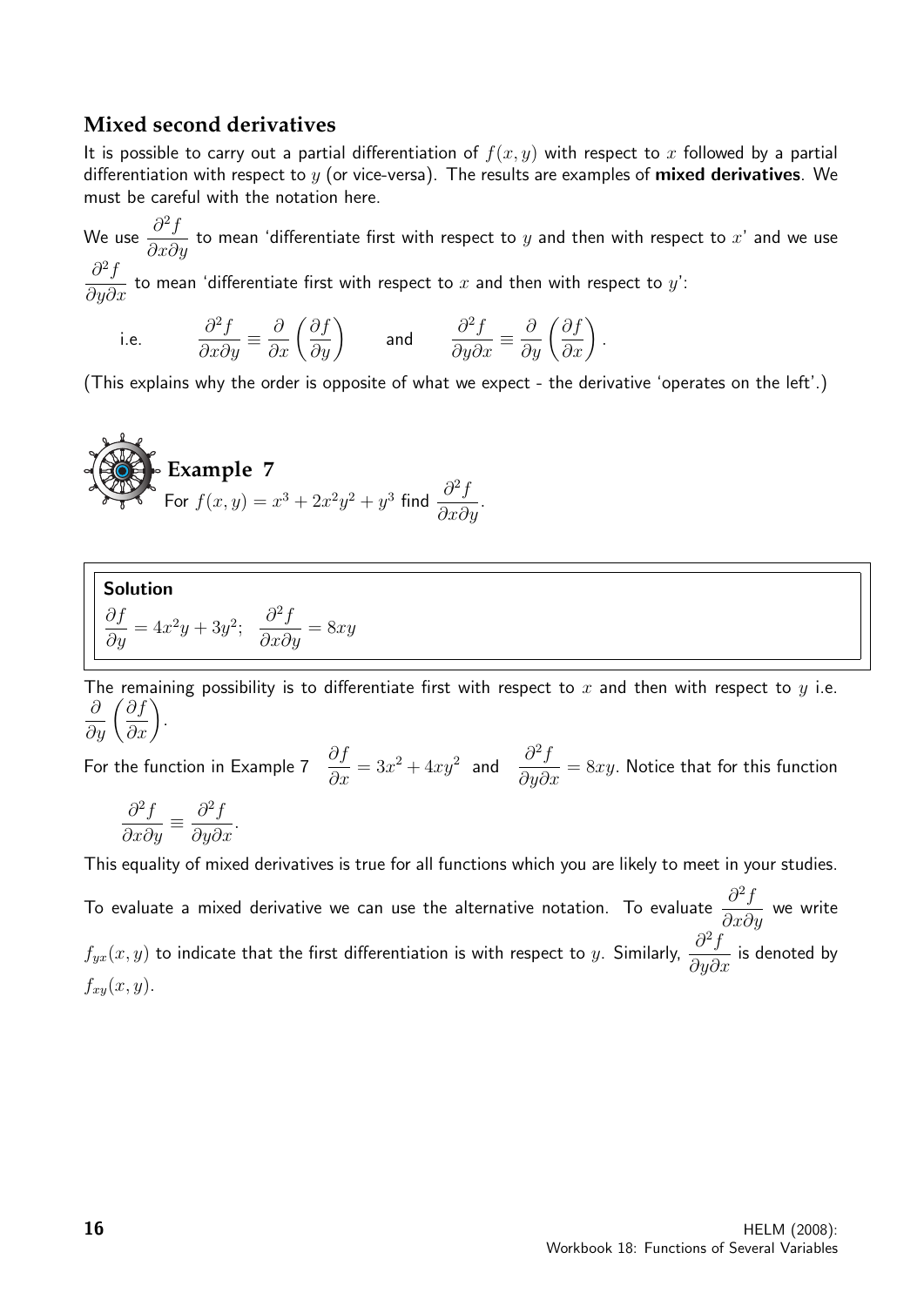## Mixed second derivatives

It is possible to carry out a partial differentiation of $f(x, y)$ with respect to $x$ followed by a partial differentiation with respect to $y$ (or vice-versa). The results are examples of **mixed derivatives**. We must be careful with the notation here.

We use $\dfrac{\partial^2 f}{\partial x \partial y}$ to mean 'differentiate first with respect to $y$ and then with respect to $x$' and we use $\dfrac{\partial^2 f}{\partial y \partial x}$ to mean 'differentiate first with respect to $x$ and then with respect to $y$':

$$\text{i.e.} \qquad \frac{\partial^2 f}{\partial x \partial y} \equiv \frac{\partial}{\partial x}\left(\frac{\partial f}{\partial y}\right) \qquad \text{and} \qquad \frac{\partial^2 f}{\partial y \partial x} \equiv \frac{\partial}{\partial y}\left(\frac{\partial f}{\partial x}\right).$$

(This explains why the order is opposite of what we expect - the derivative 'operates on the left'.)

### Example 7

For $f(x, y) = x^3 + 2x^2y^2 + y^3$ find $\dfrac{\partial^2 f}{\partial x \partial y}$.

**Solution**

$\dfrac{\partial f}{\partial y} = 4x^2y + 3y^2; \quad \dfrac{\partial^2 f}{\partial x \partial y} = 8xy$

The remaining possibility is to differentiate first with respect to $x$ and then with respect to $y$ i.e. $\dfrac{\partial}{\partial y}\left(\dfrac{\partial f}{\partial x}\right)$.

For the function in Example 7 $\dfrac{\partial f}{\partial x} = 3x^2 + 4xy^2$ and $\dfrac{\partial^2 f}{\partial y \partial x} = 8xy$. Notice that for this function

$$\frac{\partial^2 f}{\partial x \partial y} \equiv \frac{\partial^2 f}{\partial y \partial x}.$$

This equality of mixed derivatives is true for all functions which you are likely to meet in your studies.

To evaluate a mixed derivative we can use the alternative notation. To evaluate $\dfrac{\partial^2 f}{\partial x \partial y}$ we write $f_{yx}(x, y)$ to indicate that the first differentiation is with respect to $y$. Similarly, $\dfrac{\partial^2 f}{\partial y \partial x}$ is denoted by $f_{xy}(x, y)$.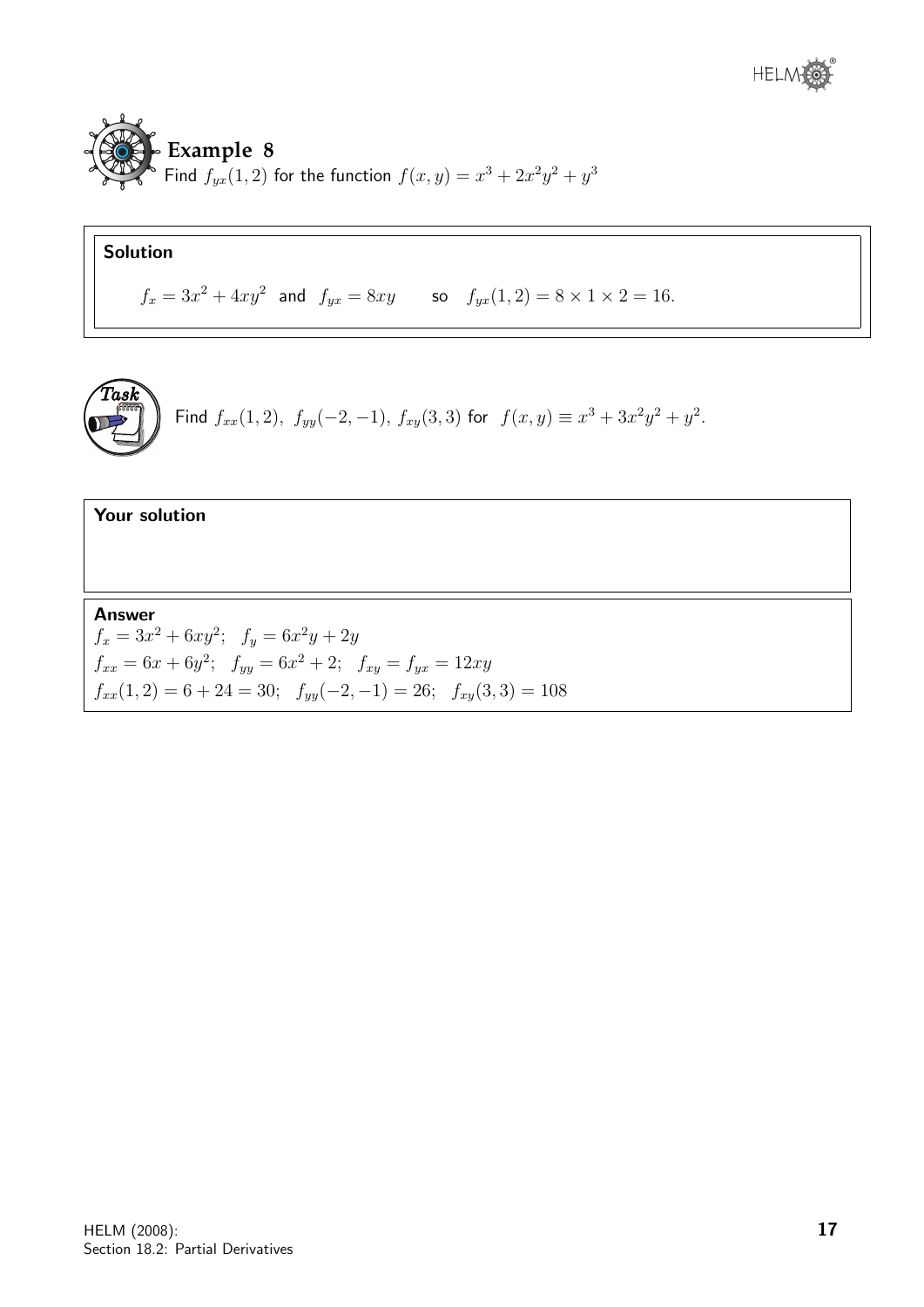## Example 8

Find $f_{yx}(1,2)$ for the function $f(x,y) = x^3 + 2x^2y^2 + y^3$

**Solution**

$$f_x = 3x^2 + 4xy^2 \text{ and } f_{yx} = 8xy \qquad \text{so} \quad f_{yx}(1,2) = 8 \times 1 \times 2 = 16.$$

**Task**

Find $f_{xx}(1,2),\ f_{yy}(-2,-1),\ f_{xy}(3,3)$ for $f(x,y) \equiv x^3 + 3x^2y^2 + y^2$.

**Your solution**

**Answer**

$f_x = 3x^2 + 6xy^2; \quad f_y = 6x^2y + 2y$

$f_{xx} = 6x + 6y^2; \quad f_{yy} = 6x^2 + 2; \quad f_{xy} = f_{yx} = 12xy$

$f_{xx}(1,2) = 6 + 24 = 30; \quad f_{yy}(-2,-1) = 26; \quad f_{xy}(3,3) = 108$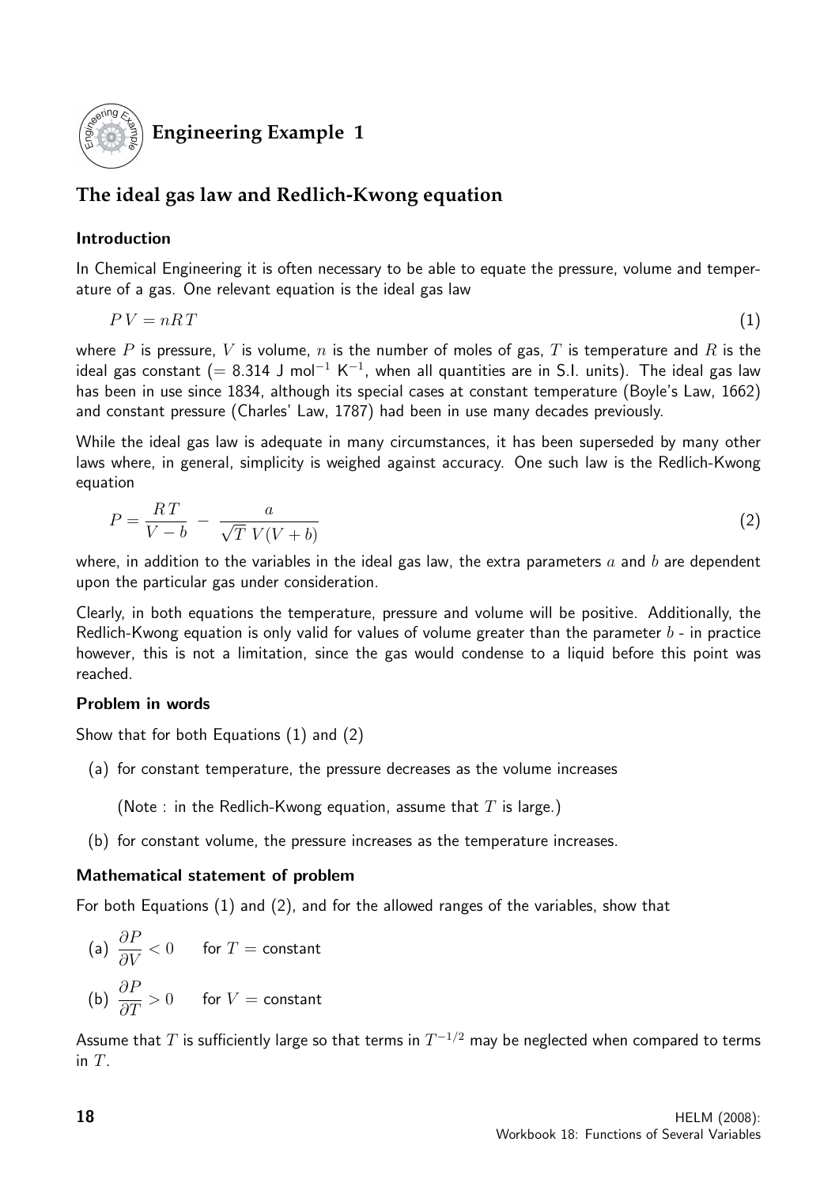# Engineering Example 1

## The ideal gas law and Redlich-Kwong equation

### Introduction

In Chemical Engineering it is often necessary to be able to equate the pressure, volume and temperature of a gas. One relevant equation is the ideal gas law

$$PV = nRT \tag{1}$$

where $P$ is pressure, $V$ is volume, $n$ is the number of moles of gas, $T$ is temperature and $R$ is the ideal gas constant ($= 8.314$ J mol$^{-1}$ K$^{-1}$, when all quantities are in S.I. units). The ideal gas law has been in use since 1834, although its special cases at constant temperature (Boyle's Law, 1662) and constant pressure (Charles' Law, 1787) had been in use many decades previously.

While the ideal gas law is adequate in many circumstances, it has been superseded by many other laws where, in general, simplicity is weighed against accuracy. One such law is the Redlich-Kwong equation

$$P = \frac{RT}{V-b} - \frac{a}{\sqrt{T}\,V(V+b)} \tag{2}$$

where, in addition to the variables in the ideal gas law, the extra parameters $a$ and $b$ are dependent upon the particular gas under consideration.

Clearly, in both equations the temperature, pressure and volume will be positive. Additionally, the Redlich-Kwong equation is only valid for values of volume greater than the parameter $b$ - in practice however, this is not a limitation, since the gas would condense to a liquid before this point was reached.

### Problem in words

Show that for both Equations (1) and (2)

(a) for constant temperature, the pressure decreases as the volume increases

(Note : in the Redlich-Kwong equation, assume that $T$ is large.)

(b) for constant volume, the pressure increases as the temperature increases.

### Mathematical statement of problem

For both Equations (1) and (2), and for the allowed ranges of the variables, show that

(a) $\dfrac{\partial P}{\partial V} < 0$ for $T =$ constant

(b) $\dfrac{\partial P}{\partial T} > 0$ for $V =$ constant

Assume that $T$ is sufficiently large so that terms in $T^{-1/2}$ may be neglected when compared to terms in $T$.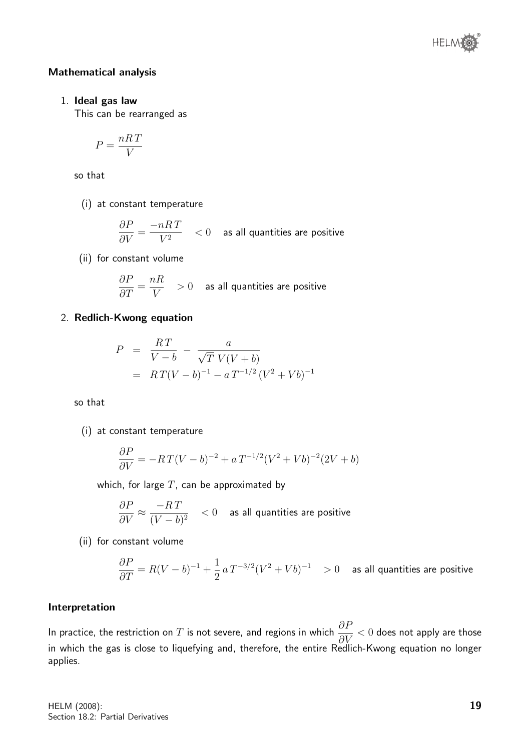### Mathematical analysis

1. **Ideal gas law**

   This can be rearranged as

   $$P = \frac{nRT}{V}$$

   so that

   (i) at constant temperature

   $$\frac{\partial P}{\partial V} = \frac{-nRT}{V^2} \quad < 0 \quad \text{as all quantities are positive}$$

   (ii) for constant volume

   $$\frac{\partial P}{\partial T} = \frac{nR}{V} \quad > 0 \quad \text{as all quantities are positive}$$

2. **Redlich-Kwong equation**

   $$\begin{aligned} P &= \frac{RT}{V-b} - \frac{a}{\sqrt{T}\,V(V+b)} \\ &= RT(V-b)^{-1} - a\,T^{-1/2}\,(V^2+Vb)^{-1} \end{aligned}$$

   so that

   (i) at constant temperature

   $$\frac{\partial P}{\partial V} = -RT(V-b)^{-2} + a\,T^{-1/2}(V^2+Vb)^{-2}(2V+b)$$

   which, for large $T$, can be approximated by

   $$\frac{\partial P}{\partial V} \approx \frac{-RT}{(V-b)^2} \quad < 0 \quad \text{as all quantities are positive}$$

   (ii) for constant volume

   $$\frac{\partial P}{\partial T} = R(V-b)^{-1} + \frac{1}{2}\,a\,T^{-3/2}(V^2+Vb)^{-1} \quad > 0 \quad \text{as all quantities are positive}$$

### Interpretation

In practice, the restriction on $T$ is not severe, and regions in which $\dfrac{\partial P}{\partial V} < 0$ does not apply are those in which the gas is close to liquefying and, therefore, the entire Redlich-Kwong equation no longer applies.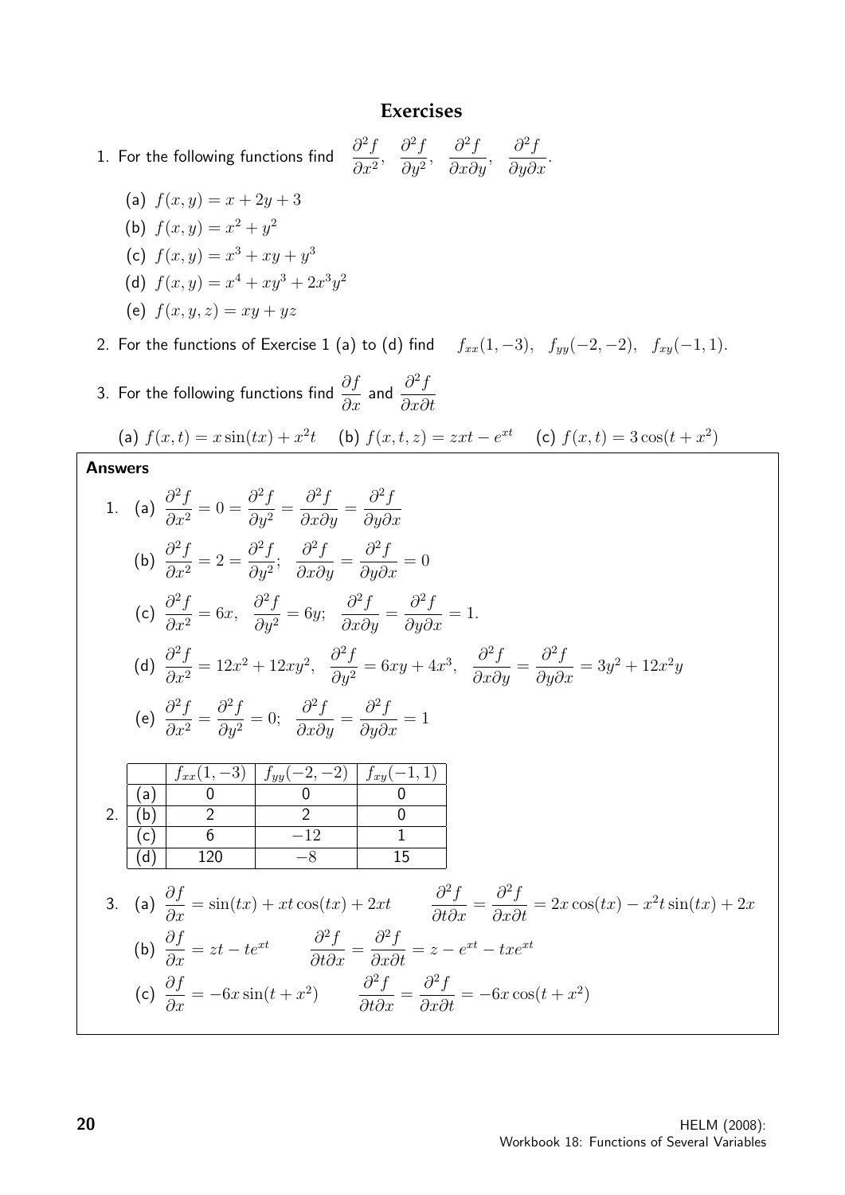## Exercises

1. For the following functions find $\dfrac{\partial^2 f}{\partial x^2}$, $\dfrac{\partial^2 f}{\partial y^2}$, $\dfrac{\partial^2 f}{\partial x \partial y}$, $\dfrac{\partial^2 f}{\partial y \partial x}$.

   (a) $f(x, y) = x + 2y + 3$

   (b) $f(x, y) = x^2 + y^2$

   (c) $f(x, y) = x^3 + xy + y^3$

   (d) $f(x, y) = x^4 + xy^3 + 2x^3y^2$

   (e) $f(x, y, z) = xy + yz$

2. For the functions of Exercise 1 (a) to (d) find $f_{xx}(1, -3)$, $f_{yy}(-2, -2)$, $f_{xy}(-1, 1)$.

3. For the following functions find $\dfrac{\partial f}{\partial x}$ and $\dfrac{\partial^2 f}{\partial x \partial t}$

   (a) $f(x, t) = x\sin(tx) + x^2 t$ (b) $f(x, t, z) = zxt - e^{xt}$ (c) $f(x, t) = 3\cos(t + x^2)$

### Answers

1. (a) $\dfrac{\partial^2 f}{\partial x^2} = 0 = \dfrac{\partial^2 f}{\partial y^2} = \dfrac{\partial^2 f}{\partial x \partial y} = \dfrac{\partial^2 f}{\partial y \partial x}$

   (b) $\dfrac{\partial^2 f}{\partial x^2} = 2 = \dfrac{\partial^2 f}{\partial y^2}$; $\dfrac{\partial^2 f}{\partial x \partial y} = \dfrac{\partial^2 f}{\partial y \partial x} = 0$

   (c) $\dfrac{\partial^2 f}{\partial x^2} = 6x$, $\dfrac{\partial^2 f}{\partial y^2} = 6y$; $\dfrac{\partial^2 f}{\partial x \partial y} = \dfrac{\partial^2 f}{\partial y \partial x} = 1$.

   (d) $\dfrac{\partial^2 f}{\partial x^2} = 12x^2 + 12xy^2$, $\dfrac{\partial^2 f}{\partial y^2} = 6xy + 4x^3$, $\dfrac{\partial^2 f}{\partial x \partial y} = \dfrac{\partial^2 f}{\partial y \partial x} = 3y^2 + 12x^2 y$

   (e) $\dfrac{\partial^2 f}{\partial x^2} = \dfrac{\partial^2 f}{\partial y^2} = 0$; $\dfrac{\partial^2 f}{\partial x \partial y} = \dfrac{\partial^2 f}{\partial y \partial x} = 1$

2.

|  | $f_{xx}(1, -3)$ | $f_{yy}(-2, -2)$ | $f_{xy}(-1, 1)$ |
|---|---|---|---|
| (a) | 0 | 0 | 0 |
| (b) | 2 | 2 | 0 |
| (c) | 6 | $-12$ | 1 |
| (d) | 120 | $-8$ | 15 |

3. (a) $\dfrac{\partial f}{\partial x} = \sin(tx) + xt\cos(tx) + 2xt$ $\quad \dfrac{\partial^2 f}{\partial t \partial x} = \dfrac{\partial^2 f}{\partial x \partial t} = 2x\cos(tx) - x^2 t\sin(tx) + 2x$

   (b) $\dfrac{\partial f}{\partial x} = zt - te^{xt}$ $\quad \dfrac{\partial^2 f}{\partial t \partial x} = \dfrac{\partial^2 f}{\partial x \partial t} = z - e^{xt} - txe^{xt}$

   (c) $\dfrac{\partial f}{\partial x} = -6x\sin(t + x^2)$ $\quad \dfrac{\partial^2 f}{\partial t \partial x} = \dfrac{\partial^2 f}{\partial x \partial t} = -6x\cos(t + x^2)$